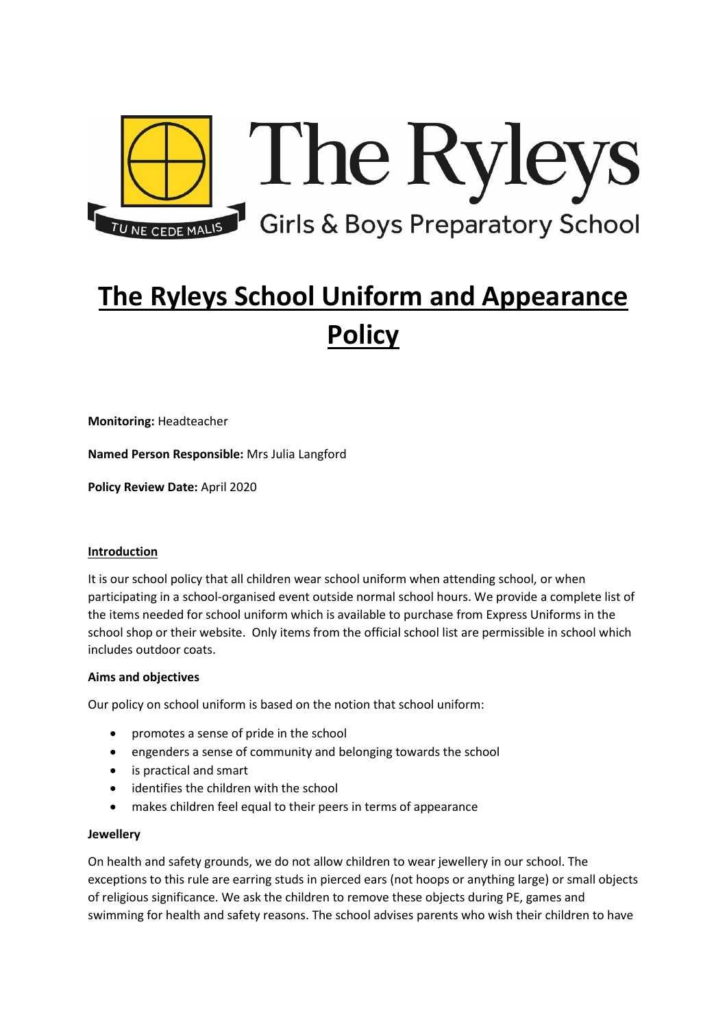The Ryleys

Girls & Boys Preparatory School

TU NE CEDE MALIS

# The Ryleys School Uniform and Appearance Policy

**Monitoring:** Headteacher

**Named Person Responsible:** Mrs Julia Langford

**Policy Review Date:** April 2020

## Introduction

It is our school policy that all children wear school uniform when attending school, or when participating in a school-organised event outside normal school hours. We provide a complete list of the items needed for school uniform which is available to purchase from Express Uniforms in the school shop or their website. Only items from the official school list are permissible in school which includes outdoor coats.

### Aims and objectives

Our policy on school uniform is based on the notion that school uniform:

- promotes a sense of pride in the school
- engenders a sense of community and belonging towards the school
- is practical and smart
- identifies the children with the school
- makes children feel equal to their peers in terms of appearance

### Jewellery

On health and safety grounds, we do not allow children to wear jewellery in our school. The exceptions to this rule are earring studs in pierced ears (not hoops or anything large) or small objects of religious significance. We ask the children to remove these objects during PE, games and swimming for health and safety reasons. The school advises parents who wish their children to have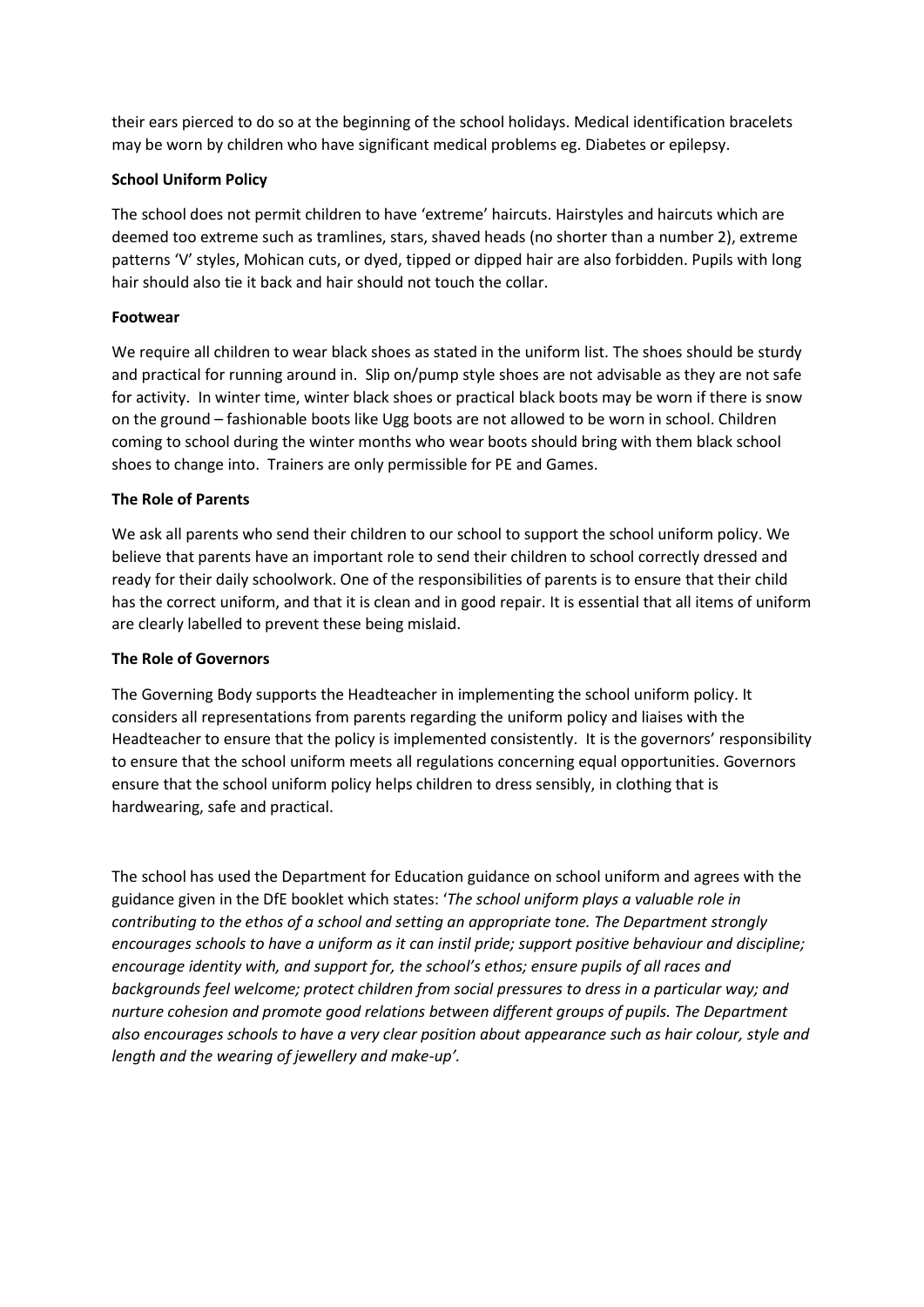their ears pierced to do so at the beginning of the school holidays. Medical identification bracelets may be worn by children who have significant medical problems eg. Diabetes or epilepsy.

**School Uniform Policy**

The school does not permit children to have 'extreme' haircuts. Hairstyles and haircuts which are deemed too extreme such as tramlines, stars, shaved heads (no shorter than a number 2), extreme patterns 'V' styles, Mohican cuts, or dyed, tipped or dipped hair are also forbidden. Pupils with long hair should also tie it back and hair should not touch the collar.

**Footwear**

We require all children to wear black shoes as stated in the uniform list. The shoes should be sturdy and practical for running around in. Slip on/pump style shoes are not advisable as they are not safe for activity. In winter time, winter black shoes or practical black boots may be worn if there is snow on the ground – fashionable boots like Ugg boots are not allowed to be worn in school. Children coming to school during the winter months who wear boots should bring with them black school shoes to change into. Trainers are only permissible for PE and Games.

**The Role of Parents**

We ask all parents who send their children to our school to support the school uniform policy. We believe that parents have an important role to send their children to school correctly dressed and ready for their daily schoolwork. One of the responsibilities of parents is to ensure that their child has the correct uniform, and that it is clean and in good repair. It is essential that all items of uniform are clearly labelled to prevent these being mislaid.

**The Role of Governors**

The Governing Body supports the Headteacher in implementing the school uniform policy. It considers all representations from parents regarding the uniform policy and liaises with the Headteacher to ensure that the policy is implemented consistently. It is the governors' responsibility to ensure that the school uniform meets all regulations concerning equal opportunities. Governors ensure that the school uniform policy helps children to dress sensibly, in clothing that is hardwearing, safe and practical.

The school has used the Department for Education guidance on school uniform and agrees with the guidance given in the DfE booklet which states: '*The school uniform plays a valuable role in contributing to the ethos of a school and setting an appropriate tone. The Department strongly encourages schools to have a uniform as it can instil pride; support positive behaviour and discipline; encourage identity with, and support for, the school's ethos; ensure pupils of all races and backgrounds feel welcome; protect children from social pressures to dress in a particular way; and nurture cohesion and promote good relations between different groups of pupils. The Department also encourages schools to have a very clear position about appearance such as hair colour, style and length and the wearing of jewellery and make-up'.*